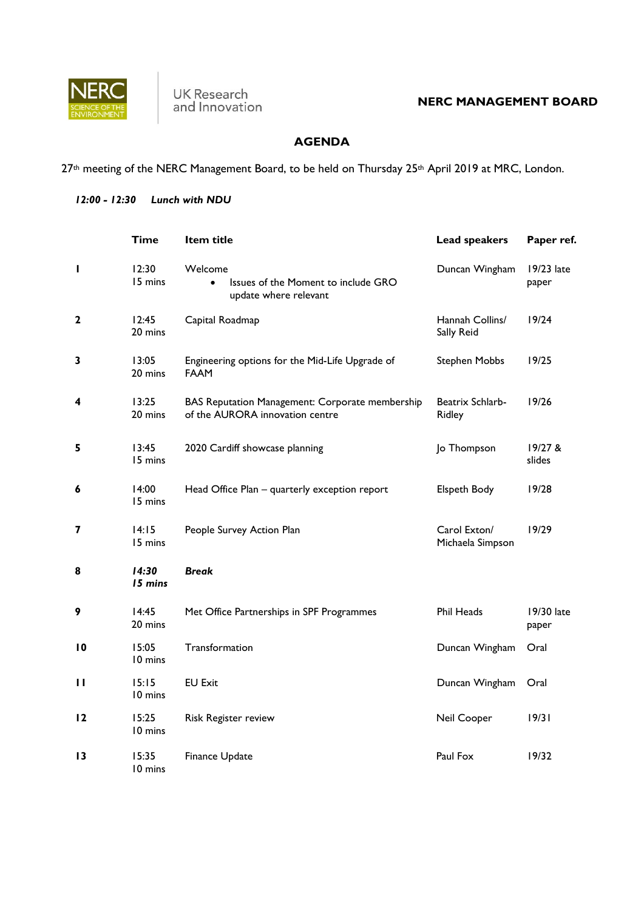NERC SCIENCE OF THE ENVIRONMENT | UK Research and Innovation

**NERC MANAGEMENT BOARD**

## AGENDA

27th meeting of the NERC Management Board, to be held on Thursday 25th April 2019 at MRC, London.

***12:00 - 12:30 Lunch with NDU***

| | Time | Item title | Lead speakers | Paper ref. |
|---|---|---|---|---|
| **1** | 12:30<br>15 mins | Welcome<br>• Issues of the Moment to include GRO update where relevant | Duncan Wingham | 19/23 late paper |
| **2** | 12:45<br>20 mins | Capital Roadmap | Hannah Collins/ Sally Reid | 19/24 |
| **3** | 13:05<br>20 mins | Engineering options for the Mid-Life Upgrade of FAAM | Stephen Mobbs | 19/25 |
| **4** | 13:25<br>20 mins | BAS Reputation Management: Corporate membership of the AURORA innovation centre | Beatrix Schlarb-Ridley | 19/26 |
| **5** | 13:45<br>15 mins | 2020 Cardiff showcase planning | Jo Thompson | 19/27 & slides |
| **6** | 14:00<br>15 mins | Head Office Plan – quarterly exception report | Elspeth Body | 19/28 |
| **7** | 14:15<br>15 mins | People Survey Action Plan | Carol Exton/ Michaela Simpson | 19/29 |
| **8** | ***14:30***<br>***15 mins*** | ***Break*** | | |
| **9** | 14:45<br>20 mins | Met Office Partnerships in SPF Programmes | Phil Heads | 19/30 late paper |
| **10** | 15:05<br>10 mins | Transformation | Duncan Wingham | Oral |
| **11** | 15:15<br>10 mins | EU Exit | Duncan Wingham | Oral |
| **12** | 15:25<br>10 mins | Risk Register review | Neil Cooper | 19/31 |
| **13** | 15:35<br>10 mins | Finance Update | Paul Fox | 19/32 |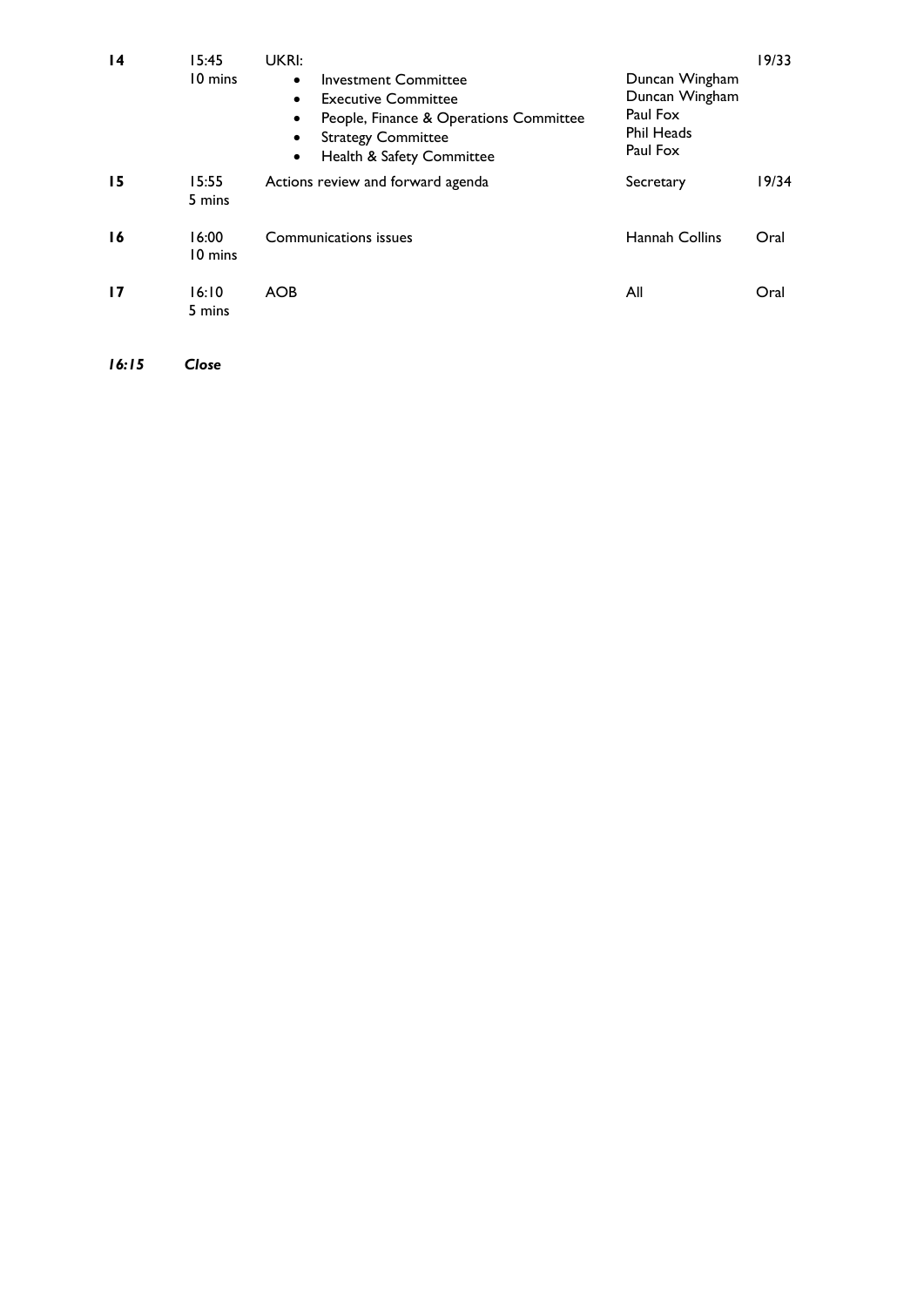| | | | | |
|---|---|---|---|---|
| **14** | 15:45<br>10 mins | UKRI:<br>• Investment Committee<br>• Executive Committee<br>• People, Finance & Operations Committee<br>• Strategy Committee<br>• Health & Safety Committee | <br>Duncan Wingham<br>Duncan Wingham<br>Paul Fox<br>Phil Heads<br>Paul Fox | 19/33 |
| **15** | 15:55<br>5 mins | Actions review and forward agenda | Secretary | 19/34 |
| **16** | 16:00<br>10 mins | Communications issues | Hannah Collins | Oral |
| **17** | 16:10<br>5 mins | AOB | All | Oral |

***16:15 Close***